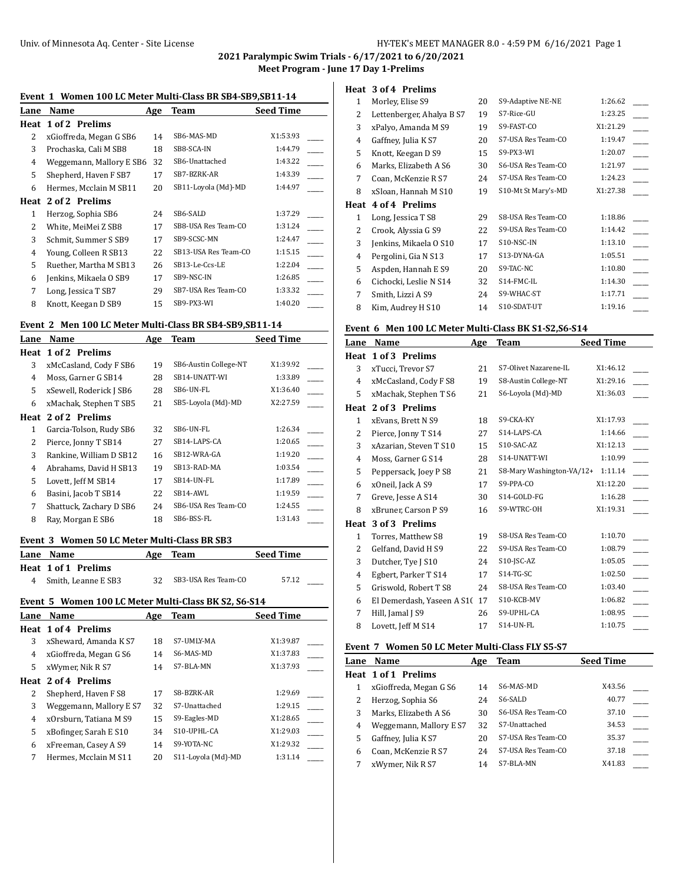## 2021 Paralympic Swim Trials - 6/17/2021 to 6/20/2021

### Meet Program - June 17 Day 1-Prelims

#### Event 1 Women 100 LC Meter Multi-Class BR SB4-SB9,SB11-14

| Lane | Name | Age | Team | Seed Time |
|---|---|---|---|---|
| **Heat 1 of 2 Prelims** | | | | |
| 2 | xGioffreda, Megan G SB6 | 14 | SB6-MAS-MD | X1:53.93 |
| 3 | Prochaska, Cali M SB8 | 18 | SB8-SCA-IN | 1:44.79 |
| 4 | Weggemann, Mallory E SB6 | 32 | SB6-Unattached | 1:43.22 |
| 5 | Shepherd, Haven F SB7 | 17 | SB7-BZRK-AR | 1:43.39 |
| 6 | Hermes, Mcclain M SB11 | 20 | SB11-Loyola (Md)-MD | 1:44.97 |
| **Heat 2 of 2 Prelims** | | | | |
| 1 | Herzog, Sophia SB6 | 24 | SB6-SALD | 1:37.29 |
| 2 | White, MeiMei Z SB8 | 17 | SB8-USA Res Team-CO | 1:31.24 |
| 3 | Schmit, Summer S SB9 | 17 | SB9-SCSC-MN | 1:24.47 |
| 4 | Young, Colleen R SB13 | 22 | SB13-USA Res Team-CO | 1:15.15 |
| 5 | Ruether, Martha M SB13 | 26 | SB13-Le-Ccs-LE | 1:22.04 |
| 6 | Jenkins, Mikaela O SB9 | 17 | SB9-NSC-IN | 1:26.85 |
| 7 | Long, Jessica T SB7 | 29 | SB7-USA Res Team-CO | 1:33.32 |
| 8 | Knott, Keegan D SB9 | 15 | SB9-PX3-WI | 1:40.20 |

#### Event 2 Men 100 LC Meter Multi-Class BR SB4-SB9,SB11-14

| Lane | Name | Age | Team | Seed Time |
|---|---|---|---|---|
| **Heat 1 of 2 Prelims** | | | | |
| 3 | xMcCasland, Cody F SB6 | 19 | SB6-Austin College-NT | X1:39.92 |
| 4 | Moss, Garner G SB14 | 28 | SB14-UNATT-WI | 1:33.89 |
| 5 | xSewell, Roderick J SB6 | 28 | SB6-UN-FL | X1:36.40 |
| 6 | xMachak, Stephen T SB5 | 21 | SB5-Loyola (Md)-MD | X2:27.59 |
| **Heat 2 of 2 Prelims** | | | | |
| 1 | Garcia-Tolson, Rudy SB6 | 32 | SB6-UN-FL | 1:26.34 |
| 2 | Pierce, Jonny T SB14 | 27 | SB14-LAPS-CA | 1:20.65 |
| 3 | Rankine, William D SB12 | 16 | SB12-WRA-GA | 1:19.20 |
| 4 | Abrahams, David H SB13 | 19 | SB13-RAD-MA | 1:03.54 |
| 5 | Lovett, Jeff M SB14 | 17 | SB14-UN-FL | 1:17.89 |
| 6 | Basini, Jacob T SB14 | 22 | SB14-AWL | 1:19.59 |
| 7 | Shattuck, Zachary D SB6 | 24 | SB6-USA Res Team-CO | 1:24.55 |
| 8 | Ray, Morgan E SB6 | 18 | SB6-BSS-FL | 1:31.43 |

#### Event 3 Women 50 LC Meter Multi-Class BR SB3

| Lane | Name | Age | Team | Seed Time |
|---|---|---|---|---|
| **Heat 1 of 1 Prelims** | | | | |
| 4 | Smith, Leanne E SB3 | 32 | SB3-USA Res Team-CO | 57.12 |

#### Event 5 Women 100 LC Meter Multi-Class BK S2, S6-S14

| Lane | Name | Age | Team | Seed Time |
|---|---|---|---|---|
| **Heat 1 of 4 Prelims** | | | | |
| 3 | xSheward, Amanda K S7 | 18 | S7-UMLY-MA | X1:39.87 |
| 4 | xGioffreda, Megan G S6 | 14 | S6-MAS-MD | X1:37.83 |
| 5 | xWymer, Nik R S7 | 14 | S7-BLA-MN | X1:37.93 |
| **Heat 2 of 4 Prelims** | | | | |
| 2 | Shepherd, Haven F S8 | 17 | S8-BZRK-AR | 1:29.69 |
| 3 | Weggemann, Mallory E S7 | 32 | S7-Unattached | 1:29.15 |
| 4 | xOrsburn, Tatiana M S9 | 15 | S9-Eagles-MD | X1:28.65 |
| 5 | xBofinger, Sarah E S10 | 34 | S10-UPHL-CA | X1:29.03 |
| 6 | xFreeman, Casey A S9 | 14 | S9-YOTA-NC | X1:29.32 |
| 7 | Hermes, Mcclain M S11 | 20 | S11-Loyola (Md)-MD | 1:31.14 |
| **Heat 3 of 4 Prelims** | | | | |
| 1 | Morley, Elise S9 | 20 | S9-Adaptive NE-NE | 1:26.62 |
| 2 | Lettenberger, Ahalya B S7 | 19 | S7-Rice-GU | 1:23.25 |
| 3 | xPalyo, Amanda M S9 | 19 | S9-FAST-CO | X1:21.29 |
| 4 | Gaffney, Julia K S7 | 20 | S7-USA Res Team-CO | 1:19.47 |
| 5 | Knott, Keegan D S9 | 15 | S9-PX3-WI | 1:20.07 |
| 6 | Marks, Elizabeth A S6 | 30 | S6-USA Res Team-CO | 1:21.97 |
| 7 | Coan, McKenzie R S7 | 24 | S7-USA Res Team-CO | 1:24.23 |
| 8 | xSloan, Hannah M S10 | 19 | S10-Mt St Mary's-MD | X1:27.38 |
| **Heat 4 of 4 Prelims** | | | | |
| 1 | Long, Jessica T S8 | 29 | S8-USA Res Team-CO | 1:18.86 |
| 2 | Crook, Alyssia G S9 | 22 | S9-USA Res Team-CO | 1:14.42 |
| 3 | Jenkins, Mikaela O S10 | 17 | S10-NSC-IN | 1:13.10 |
| 4 | Pergolini, Gia N S13 | 17 | S13-DYNA-GA | 1:05.51 |
| 5 | Aspden, Hannah E S9 | 20 | S9-TAC-NC | 1:10.80 |
| 6 | Cichocki, Leslie N S14 | 32 | S14-FMC-IL | 1:14.30 |
| 7 | Smith, Lizzi A S9 | 24 | S9-WHAC-ST | 1:17.71 |
| 8 | Kim, Audrey H S10 | 14 | S10-SDAT-UT | 1:19.16 |

#### Event 6 Men 100 LC Meter Multi-Class BK S1-S2,S6-S14

| Lane | Name | Age | Team | Seed Time |
|---|---|---|---|---|
| **Heat 1 of 3 Prelims** | | | | |
| 3 | xTucci, Trevor S7 | 21 | S7-Olivet Nazarene-IL | X1:46.12 |
| 4 | xMcCasland, Cody F S8 | 19 | S8-Austin College-NT | X1:29.16 |
| 5 | xMachak, Stephen T S6 | 21 | S6-Loyola (Md)-MD | X1:36.03 |
| **Heat 2 of 3 Prelims** | | | | |
| 1 | xEvans, Brett N S9 | 18 | S9-CKA-KY | X1:17.93 |
| 2 | Pierce, Jonny T S14 | 27 | S14-LAPS-CA | 1:14.66 |
| 3 | xAzarian, Steven T S10 | 15 | S10-SAC-AZ | X1:12.13 |
| 4 | Moss, Garner G S14 | 28 | S14-UNATT-WI | 1:10.99 |
| 5 | Peppersack, Joey P S8 | 21 | S8-Mary Washington-VA/12+ | 1:11.14 |
| 6 | xOneil, Jack A S9 | 17 | S9-PPA-CO | X1:12.20 |
| 7 | Greve, Jesse A S14 | 30 | S14-GOLD-FG | 1:16.28 |
| 8 | xBruner, Carson P S9 | 16 | S9-WTRC-OH | X1:19.31 |
| **Heat 3 of 3 Prelims** | | | | |
| 1 | Torres, Matthew S8 | 19 | S8-USA Res Team-CO | 1:10.70 |
| 2 | Gelfand, David H S9 | 22 | S9-USA Res Team-CO | 1:08.79 |
| 3 | Dutcher, Tye J S10 | 24 | S10-JSC-AZ | 1:05.05 |
| 4 | Egbert, Parker T S14 | 17 | S14-TG-SC | 1:02.50 |
| 5 | Griswold, Robert T S8 | 24 | S8-USA Res Team-CO | 1:03.40 |
| 6 | El Demerdash, Yaseen A S1( | 17 | S10-KCB-MV | 1:06.82 |
| 7 | Hill, Jamal J S9 | 26 | S9-UPHL-CA | 1:08.95 |
| 8 | Lovett, Jeff M S14 | 17 | S14-UN-FL | 1:10.75 |

#### Event 7 Women 50 LC Meter Multi-Class FLY S5-S7

| Lane | Name | Age | Team | Seed Time |
|---|---|---|---|---|
| **Heat 1 of 1 Prelims** | | | | |
| 1 | xGioffreda, Megan G S6 | 14 | S6-MAS-MD | X43.56 |
| 2 | Herzog, Sophia S6 | 24 | S6-SALD | 40.77 |
| 3 | Marks, Elizabeth A S6 | 30 | S6-USA Res Team-CO | 37.10 |
| 4 | Weggemann, Mallory E S7 | 32 | S7-Unattached | 34.53 |
| 5 | Gaffney, Julia K S7 | 20 | S7-USA Res Team-CO | 35.37 |
| 6 | Coan, McKenzie R S7 | 24 | S7-USA Res Team-CO | 37.18 |
| 7 | xWymer, Nik R S7 | 14 | S7-BLA-MN | X41.83 |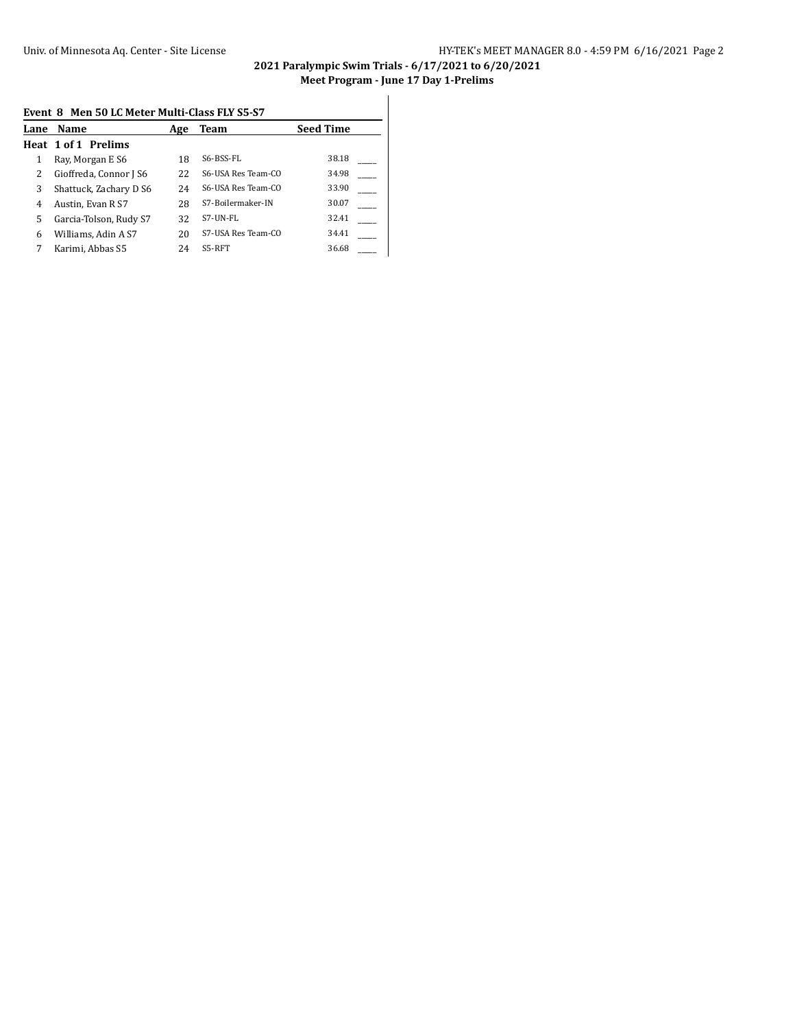**2021 Paralympic Swim Trials - 6/17/2021 to 6/20/2021**

**Meet Program - June 17 Day 1-Prelims**

### Event 8 Men 50 LC Meter Multi-Class FLY S5-S7

| Lane | Name | Age | Team | Seed Time | |
|---|---|---|---|---|---|
| **Heat 1 of 1 Prelims** | | | | | |
| 1 | Ray, Morgan E S6 | 18 | S6-BSS-FL | 38.18 | _____ |
| 2 | Gioffreda, Connor J S6 | 22 | S6-USA Res Team-CO | 34.98 | _____ |
| 3 | Shattuck, Zachary D S6 | 24 | S6-USA Res Team-CO | 33.90 | _____ |
| 4 | Austin, Evan R S7 | 28 | S7-Boilermaker-IN | 30.07 | _____ |
| 5 | Garcia-Tolson, Rudy S7 | 32 | S7-UN-FL | 32.41 | _____ |
| 6 | Williams, Adin A S7 | 20 | S7-USA Res Team-CO | 34.41 | _____ |
| 7 | Karimi, Abbas S5 | 24 | S5-RFT | 36.68 | _____ |